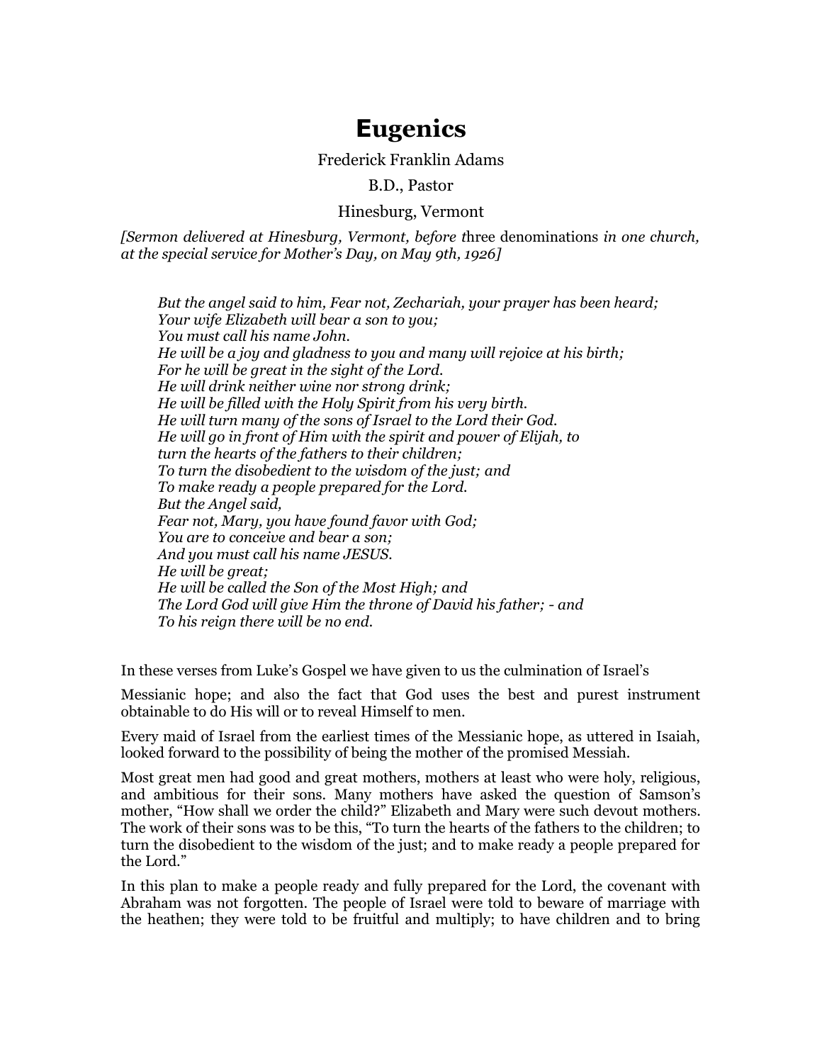# Eugenics

Frederick Franklin Adams

B.D., Pastor

Hinesburg, Vermont

*[Sermon delivered at Hinesburg, Vermont, before t*hree denominations *in one church, at the special service for Mother's Day, on May 9th, 1926]*

> *But the angel said to him, Fear not, Zechariah, your prayer has been heard;*
> *Your wife Elizabeth will bear a son to you;*
> *You must call his name John.*
> *He will be a joy and gladness to you and many will rejoice at his birth;*
> *For he will be great in the sight of the Lord.*
> *He will drink neither wine nor strong drink;*
> *He will be filled with the Holy Spirit from his very birth.*
> *He will turn many of the sons of Israel to the Lord their God.*
> *He will go in front of Him with the spirit and power of Elijah, to*
> *turn the hearts of the fathers to their children;*
> *To turn the disobedient to the wisdom of the just; and*
> *To make ready a people prepared for the Lord.*
> *But the Angel said,*
> *Fear not, Mary, you have found favor with God;*
> *You are to conceive and bear a son;*
> *And you must call his name JESUS.*
> *He will be great;*
> *He will be called the Son of the Most High; and*
> *The Lord God will give Him the throne of David his father; - and*
> *To his reign there will be no end.*

In these verses from Luke's Gospel we have given to us the culmination of Israel's Messianic hope; and also the fact that God uses the best and purest instrument obtainable to do His will or to reveal Himself to men.

Every maid of Israel from the earliest times of the Messianic hope, as uttered in Isaiah, looked forward to the possibility of being the mother of the promised Messiah.

Most great men had good and great mothers, mothers at least who were holy, religious, and ambitious for their sons. Many mothers have asked the question of Samson's mother, "How shall we order the child?" Elizabeth and Mary were such devout mothers. The work of their sons was to be this, "To turn the hearts of the fathers to the children; to turn the disobedient to the wisdom of the just; and to make ready a people prepared for the Lord."

In this plan to make a people ready and fully prepared for the Lord, the covenant with Abraham was not forgotten. The people of Israel were told to beware of marriage with the heathen; they were told to be fruitful and multiply; to have children and to bring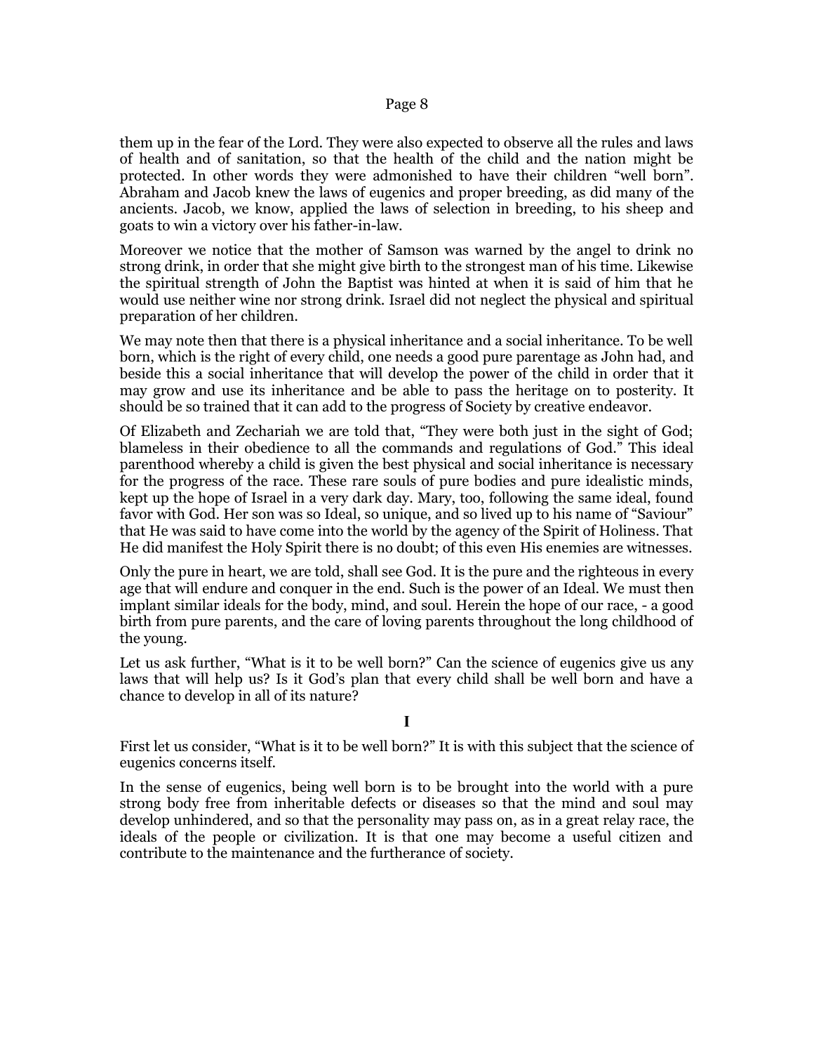them up in the fear of the Lord. They were also expected to observe all the rules and laws of health and of sanitation, so that the health of the child and the nation might be protected. In other words they were admonished to have their children "well born". Abraham and Jacob knew the laws of eugenics and proper breeding, as did many of the ancients. Jacob, we know, applied the laws of selection in breeding, to his sheep and goats to win a victory over his father-in-law.

Moreover we notice that the mother of Samson was warned by the angel to drink no strong drink, in order that she might give birth to the strongest man of his time. Likewise the spiritual strength of John the Baptist was hinted at when it is said of him that he would use neither wine nor strong drink. Israel did not neglect the physical and spiritual preparation of her children.

We may note then that there is a physical inheritance and a social inheritance. To be well born, which is the right of every child, one needs a good pure parentage as John had, and beside this a social inheritance that will develop the power of the child in order that it may grow and use its inheritance and be able to pass the heritage on to posterity. It should be so trained that it can add to the progress of Society by creative endeavor.

Of Elizabeth and Zechariah we are told that, "They were both just in the sight of God; blameless in their obedience to all the commands and regulations of God." This ideal parenthood whereby a child is given the best physical and social inheritance is necessary for the progress of the race. These rare souls of pure bodies and pure idealistic minds, kept up the hope of Israel in a very dark day. Mary, too, following the same ideal, found favor with God. Her son was so Ideal, so unique, and so lived up to his name of "Saviour" that He was said to have come into the world by the agency of the Spirit of Holiness. That He did manifest the Holy Spirit there is no doubt; of this even His enemies are witnesses.

Only the pure in heart, we are told, shall see God. It is the pure and the righteous in every age that will endure and conquer in the end. Such is the power of an Ideal. We must then implant similar ideals for the body, mind, and soul. Herein the hope of our race, - a good birth from pure parents, and the care of loving parents throughout the long childhood of the young.

Let us ask further, "What is it to be well born?" Can the science of eugenics give us any laws that will help us? Is it God's plan that every child shall be well born and have a chance to develop in all of its nature?

## I

First let us consider, "What is it to be well born?" It is with this subject that the science of eugenics concerns itself.

In the sense of eugenics, being well born is to be brought into the world with a pure strong body free from inheritable defects or diseases so that the mind and soul may develop unhindered, and so that the personality may pass on, as in a great relay race, the ideals of the people or civilization. It is that one may become a useful citizen and contribute to the maintenance and the furtherance of society.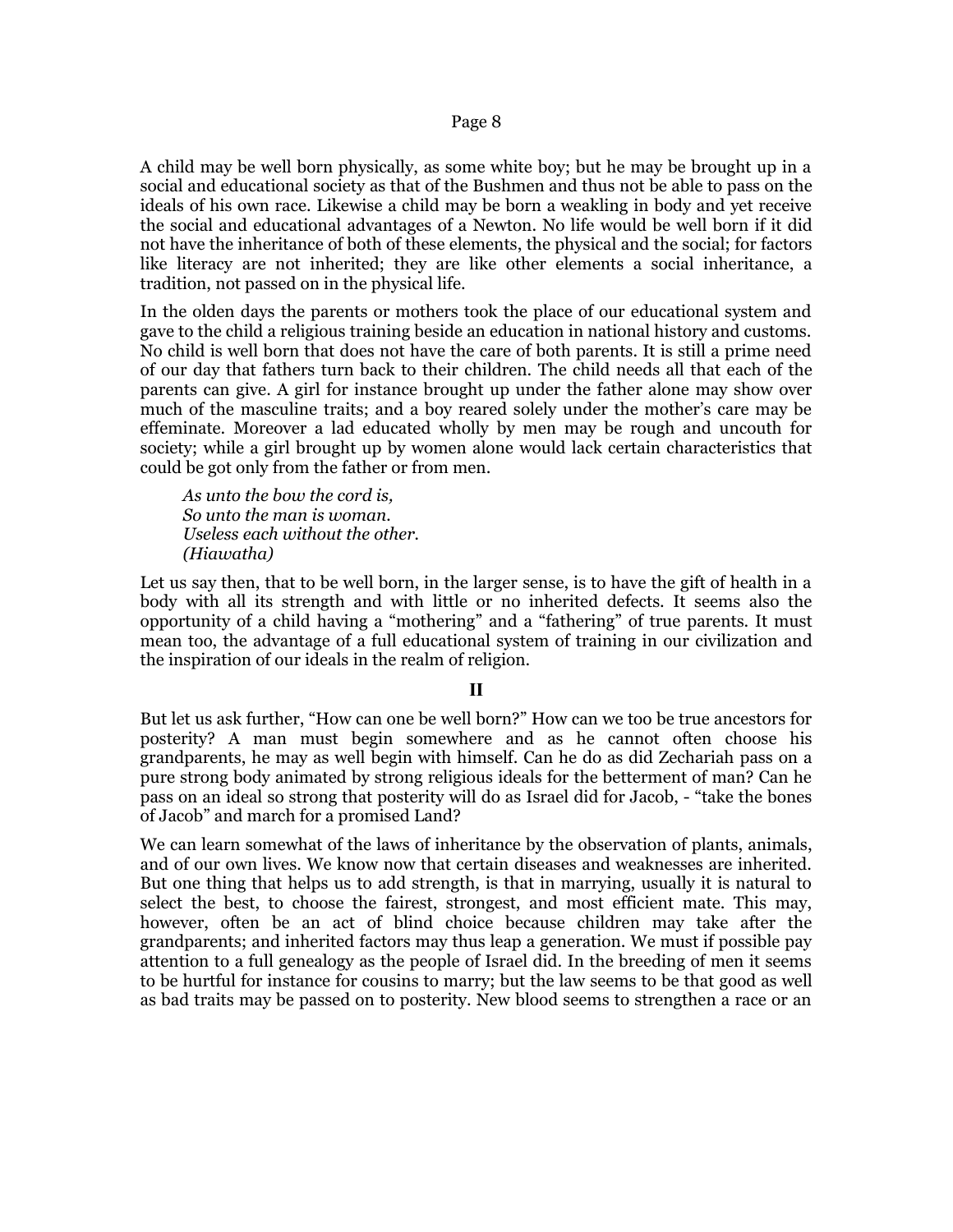A child may be well born physically, as some white boy; but he may be brought up in a social and educational society as that of the Bushmen and thus not be able to pass on the ideals of his own race. Likewise a child may be born a weakling in body and yet receive the social and educational advantages of a Newton. No life would be well born if it did not have the inheritance of both of these elements, the physical and the social; for factors like literacy are not inherited; they are like other elements a social inheritance, a tradition, not passed on in the physical life.

In the olden days the parents or mothers took the place of our educational system and gave to the child a religious training beside an education in national history and customs. No child is well born that does not have the care of both parents. It is still a prime need of our day that fathers turn back to their children. The child needs all that each of the parents can give. A girl for instance brought up under the father alone may show over much of the masculine traits; and a boy reared solely under the mother's care may be effeminate. Moreover a lad educated wholly by men may be rough and uncouth for society; while a girl brought up by women alone would lack certain characteristics that could be got only from the father or from men.

> *As unto the bow the cord is,*
> *So unto the man is woman.*
> *Useless each without the other.*
> *(Hiawatha)*

Let us say then, that to be well born, in the larger sense, is to have the gift of health in a body with all its strength and with little or no inherited defects. It seems also the opportunity of a child having a "mothering" and a "fathering" of true parents. It must mean too, the advantage of a full educational system of training in our civilization and the inspiration of our ideals in the realm of religion.

## II

But let us ask further, "How can one be well born?" How can we too be true ancestors for posterity? A man must begin somewhere and as he cannot often choose his grandparents, he may as well begin with himself. Can he do as did Zechariah pass on a pure strong body animated by strong religious ideals for the betterment of man? Can he pass on an ideal so strong that posterity will do as Israel did for Jacob, - "take the bones of Jacob" and march for a promised Land?

We can learn somewhat of the laws of inheritance by the observation of plants, animals, and of our own lives. We know now that certain diseases and weaknesses are inherited. But one thing that helps us to add strength, is that in marrying, usually it is natural to select the best, to choose the fairest, strongest, and most efficient mate. This may, however, often be an act of blind choice because children may take after the grandparents; and inherited factors may thus leap a generation. We must if possible pay attention to a full genealogy as the people of Israel did. In the breeding of men it seems to be hurtful for instance for cousins to marry; but the law seems to be that good as well as bad traits may be passed on to posterity. New blood seems to strengthen a race or an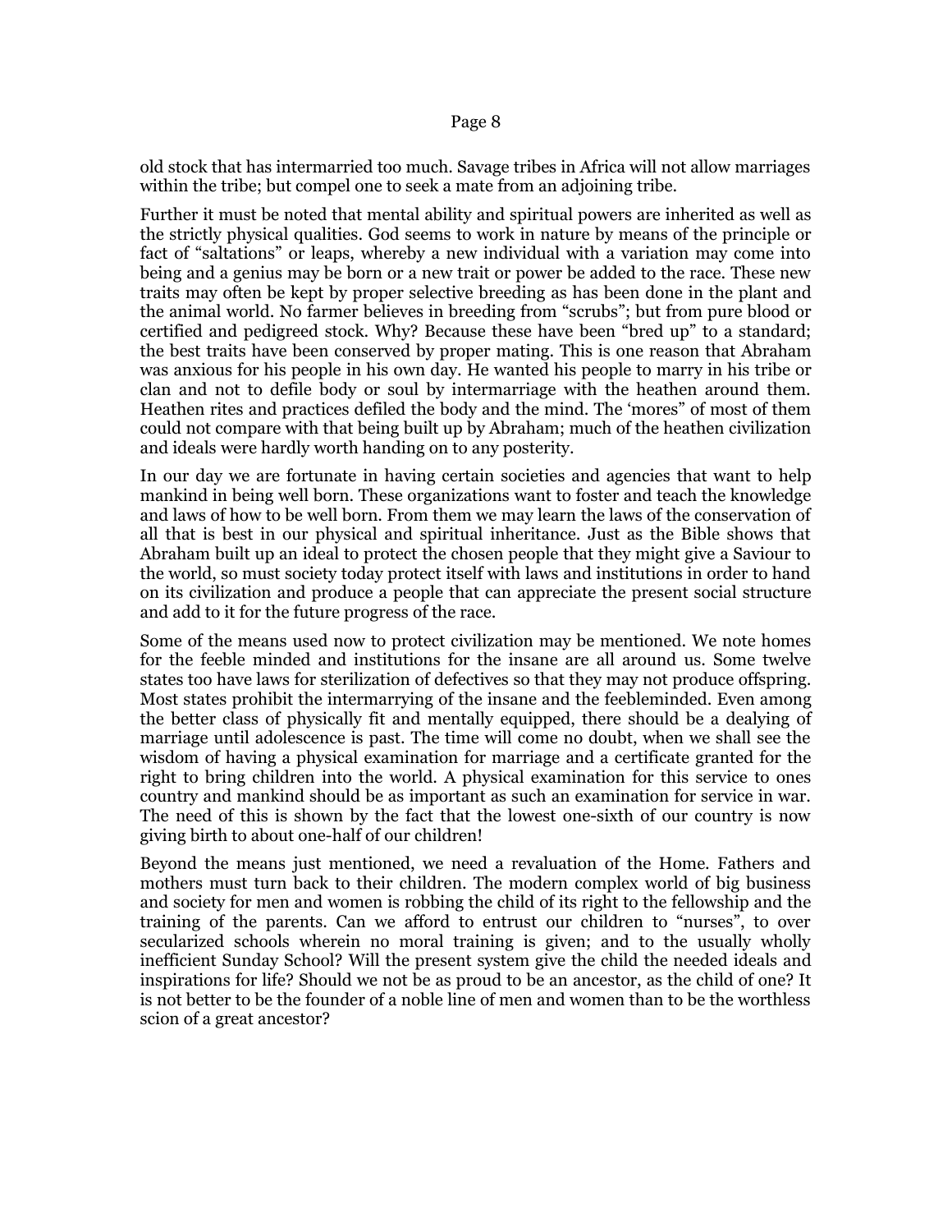old stock that has intermarried too much. Savage tribes in Africa will not allow marriages within the tribe; but compel one to seek a mate from an adjoining tribe.

Further it must be noted that mental ability and spiritual powers are inherited as well as the strictly physical qualities. God seems to work in nature by means of the principle or fact of "saltations" or leaps, whereby a new individual with a variation may come into being and a genius may be born or a new trait or power be added to the race. These new traits may often be kept by proper selective breeding as has been done in the plant and the animal world. No farmer believes in breeding from "scrubs"; but from pure blood or certified and pedigreed stock. Why? Because these have been "bred up" to a standard; the best traits have been conserved by proper mating. This is one reason that Abraham was anxious for his people in his own day. He wanted his people to marry in his tribe or clan and not to defile body or soul by intermarriage with the heathen around them. Heathen rites and practices defiled the body and the mind. The 'mores" of most of them could not compare with that being built up by Abraham; much of the heathen civilization and ideals were hardly worth handing on to any posterity.

In our day we are fortunate in having certain societies and agencies that want to help mankind in being well born. These organizations want to foster and teach the knowledge and laws of how to be well born. From them we may learn the laws of the conservation of all that is best in our physical and spiritual inheritance. Just as the Bible shows that Abraham built up an ideal to protect the chosen people that they might give a Saviour to the world, so must society today protect itself with laws and institutions in order to hand on its civilization and produce a people that can appreciate the present social structure and add to it for the future progress of the race.

Some of the means used now to protect civilization may be mentioned. We note homes for the feeble minded and institutions for the insane are all around us. Some twelve states too have laws for sterilization of defectives so that they may not produce offspring. Most states prohibit the intermarrying of the insane and the feebleminded. Even among the better class of physically fit and mentally equipped, there should be a dealying of marriage until adolescence is past. The time will come no doubt, when we shall see the wisdom of having a physical examination for marriage and a certificate granted for the right to bring children into the world. A physical examination for this service to ones country and mankind should be as important as such an examination for service in war. The need of this is shown by the fact that the lowest one-sixth of our country is now giving birth to about one-half of our children!

Beyond the means just mentioned, we need a revaluation of the Home. Fathers and mothers must turn back to their children. The modern complex world of big business and society for men and women is robbing the child of its right to the fellowship and the training of the parents. Can we afford to entrust our children to "nurses", to over secularized schools wherein no moral training is given; and to the usually wholly inefficient Sunday School? Will the present system give the child the needed ideals and inspirations for life? Should we not be as proud to be an ancestor, as the child of one? It is not better to be the founder of a noble line of men and women than to be the worthless scion of a great ancestor?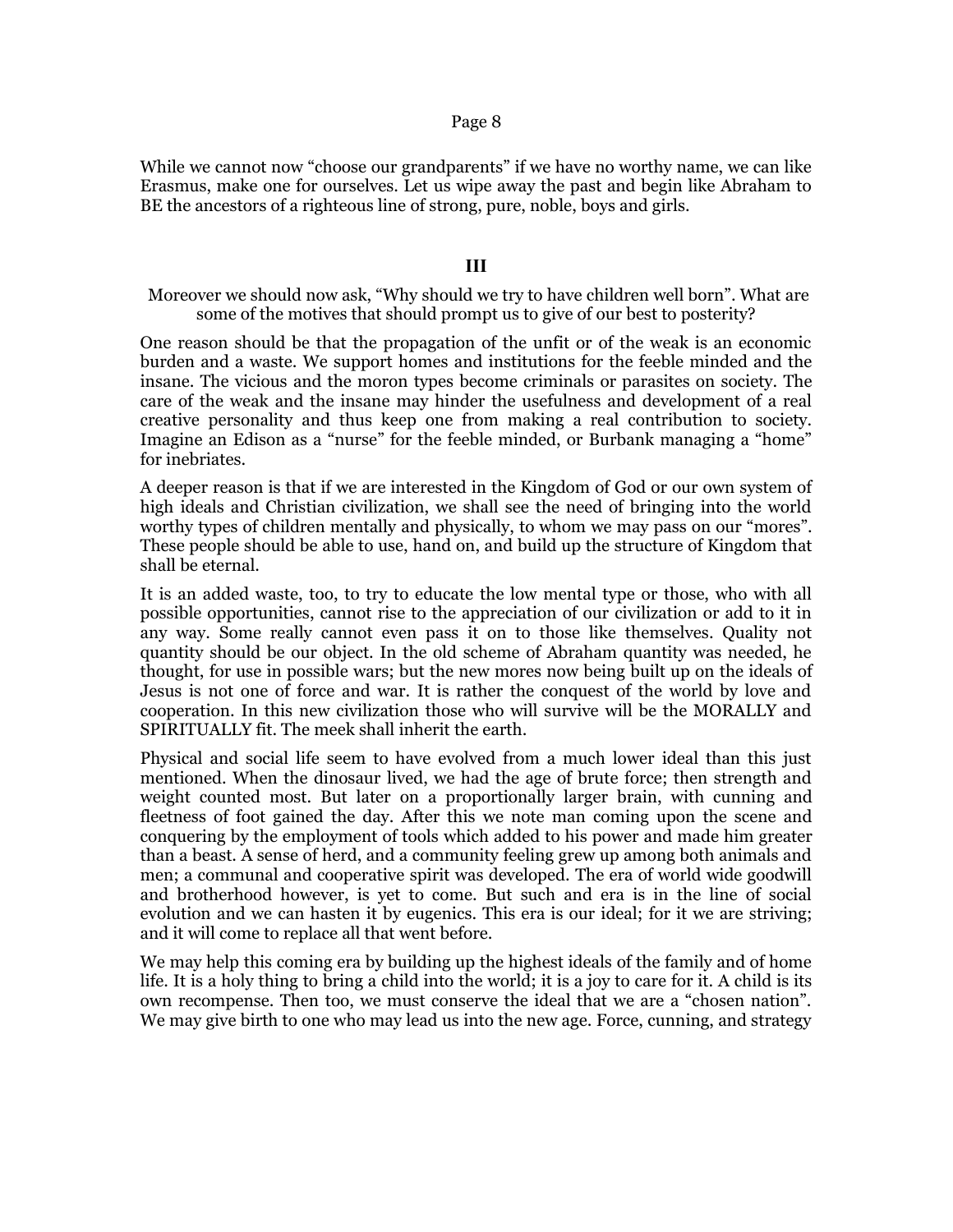While we cannot now "choose our grandparents" if we have no worthy name, we can like Erasmus, make one for ourselves. Let us wipe away the past and begin like Abraham to BE the ancestors of a righteous line of strong, pure, noble, boys and girls.

## III

Moreover we should now ask, "Why should we try to have children well born". What are some of the motives that should prompt us to give of our best to posterity?

One reason should be that the propagation of the unfit or of the weak is an economic burden and a waste. We support homes and institutions for the feeble minded and the insane. The vicious and the moron types become criminals or parasites on society. The care of the weak and the insane may hinder the usefulness and development of a real creative personality and thus keep one from making a real contribution to society. Imagine an Edison as a "nurse" for the feeble minded, or Burbank managing a "home" for inebriates.

A deeper reason is that if we are interested in the Kingdom of God or our own system of high ideals and Christian civilization, we shall see the need of bringing into the world worthy types of children mentally and physically, to whom we may pass on our "mores". These people should be able to use, hand on, and build up the structure of Kingdom that shall be eternal.

It is an added waste, too, to try to educate the low mental type or those, who with all possible opportunities, cannot rise to the appreciation of our civilization or add to it in any way. Some really cannot even pass it on to those like themselves. Quality not quantity should be our object. In the old scheme of Abraham quantity was needed, he thought, for use in possible wars; but the new mores now being built up on the ideals of Jesus is not one of force and war. It is rather the conquest of the world by love and cooperation. In this new civilization those who will survive will be the MORALLY and SPIRITUALLY fit. The meek shall inherit the earth.

Physical and social life seem to have evolved from a much lower ideal than this just mentioned. When the dinosaur lived, we had the age of brute force; then strength and weight counted most. But later on a proportionally larger brain, with cunning and fleetness of foot gained the day. After this we note man coming upon the scene and conquering by the employment of tools which added to his power and made him greater than a beast. A sense of herd, and a community feeling grew up among both animals and men; a communal and cooperative spirit was developed. The era of world wide goodwill and brotherhood however, is yet to come. But such and era is in the line of social evolution and we can hasten it by eugenics. This era is our ideal; for it we are striving; and it will come to replace all that went before.

We may help this coming era by building up the highest ideals of the family and of home life. It is a holy thing to bring a child into the world; it is a joy to care for it. A child is its own recompense. Then too, we must conserve the ideal that we are a "chosen nation". We may give birth to one who may lead us into the new age. Force, cunning, and strategy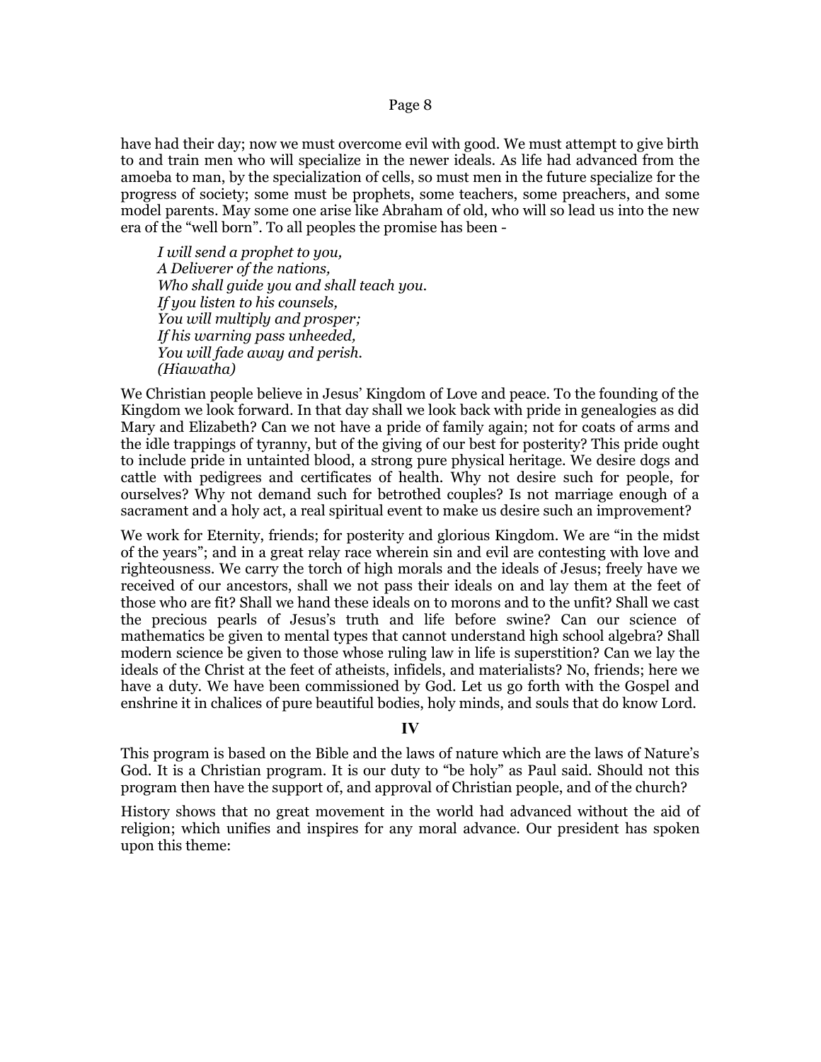have had their day; now we must overcome evil with good. We must attempt to give birth to and train men who will specialize in the newer ideals. As life had advanced from the amoeba to man, by the specialization of cells, so must men in the future specialize for the progress of society; some must be prophets, some teachers, some preachers, and some model parents. May some one arise like Abraham of old, who will so lead us into the new era of the "well born". To all peoples the promise has been -

> *I will send a prophet to you,*
> *A Deliverer of the nations,*
> *Who shall guide you and shall teach you.*
> *If you listen to his counsels,*
> *You will multiply and prosper;*
> *If his warning pass unheeded,*
> *You will fade away and perish.*
> *(Hiawatha)*

We Christian people believe in Jesus' Kingdom of Love and peace. To the founding of the Kingdom we look forward. In that day shall we look back with pride in genealogies as did Mary and Elizabeth? Can we not have a pride of family again; not for coats of arms and the idle trappings of tyranny, but of the giving of our best for posterity? This pride ought to include pride in untainted blood, a strong pure physical heritage. We desire dogs and cattle with pedigrees and certificates of health. Why not desire such for people, for ourselves? Why not demand such for betrothed couples? Is not marriage enough of a sacrament and a holy act, a real spiritual event to make us desire such an improvement?

We work for Eternity, friends; for posterity and glorious Kingdom. We are "in the midst of the years"; and in a great relay race wherein sin and evil are contesting with love and righteousness. We carry the torch of high morals and the ideals of Jesus; freely have we received of our ancestors, shall we not pass their ideals on and lay them at the feet of those who are fit? Shall we hand these ideals on to morons and to the unfit? Shall we cast the precious pearls of Jesus's truth and life before swine? Can our science of mathematics be given to mental types that cannot understand high school algebra? Shall modern science be given to those whose ruling law in life is superstition? Can we lay the ideals of the Christ at the feet of atheists, infidels, and materialists? No, friends; here we have a duty. We have been commissioned by God. Let us go forth with the Gospel and enshrine it in chalices of pure beautiful bodies, holy minds, and souls that do know Lord.

## IV

This program is based on the Bible and the laws of nature which are the laws of Nature's God. It is a Christian program. It is our duty to "be holy" as Paul said. Should not this program then have the support of, and approval of Christian people, and of the church?

History shows that no great movement in the world had advanced without the aid of religion; which unifies and inspires for any moral advance. Our president has spoken upon this theme: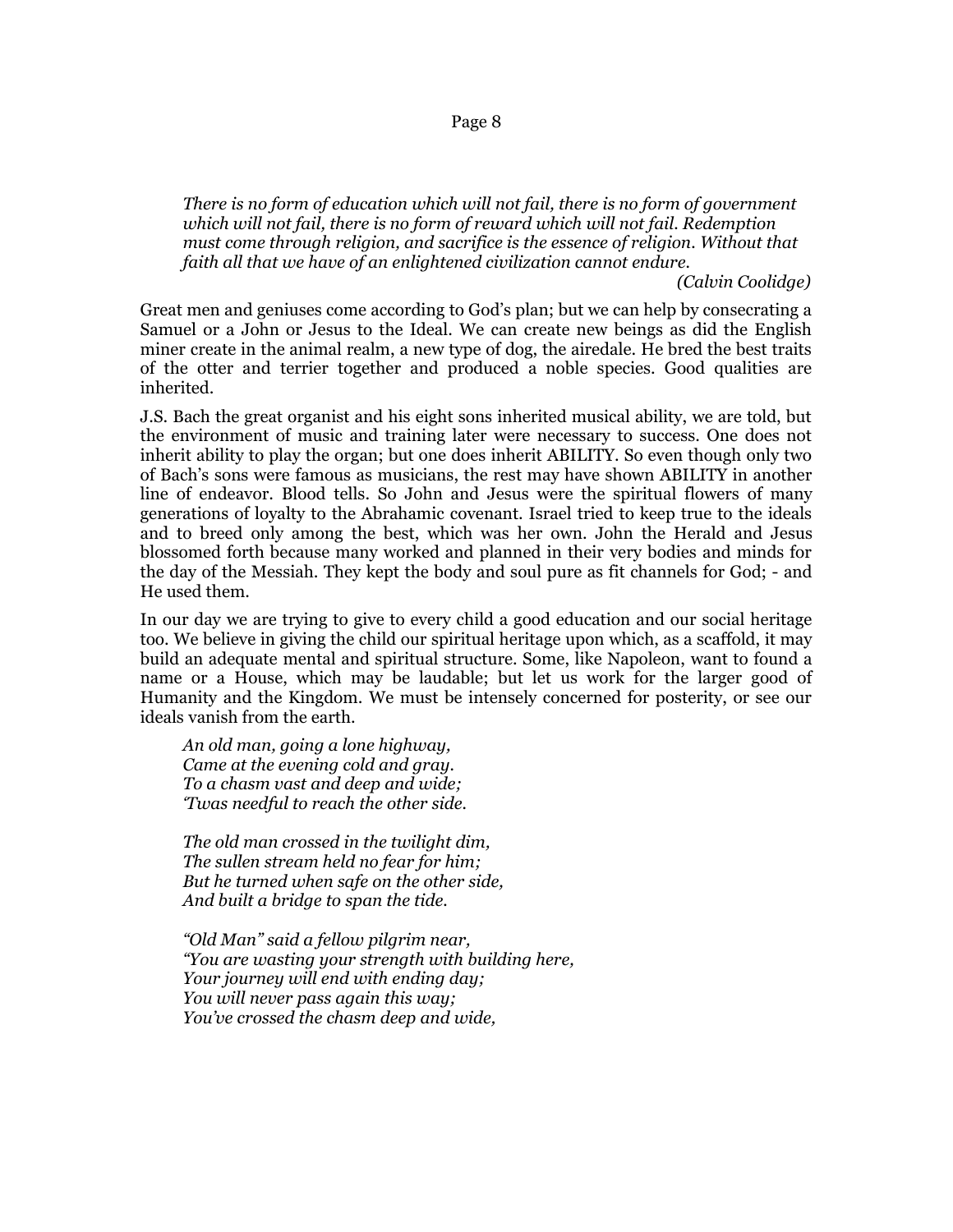*There is no form of education which will not fail, there is no form of government which will not fail, there is no form of reward which will not fail. Redemption must come through religion, and sacrifice is the essence of religion. Without that faith all that we have of an enlightened civilization cannot endure.*

*(Calvin Coolidge)*

Great men and geniuses come according to God's plan; but we can help by consecrating a Samuel or a John or Jesus to the Ideal. We can create new beings as did the English miner create in the animal realm, a new type of dog, the airedale. He bred the best traits of the otter and terrier together and produced a noble species. Good qualities are inherited.

J.S. Bach the great organist and his eight sons inherited musical ability, we are told, but the environment of music and training later were necessary to success. One does not inherit ability to play the organ; but one does inherit ABILITY. So even though only two of Bach's sons were famous as musicians, the rest may have shown ABILITY in another line of endeavor. Blood tells. So John and Jesus were the spiritual flowers of many generations of loyalty to the Abrahamic covenant. Israel tried to keep true to the ideals and to breed only among the best, which was her own. John the Herald and Jesus blossomed forth because many worked and planned in their very bodies and minds for the day of the Messiah. They kept the body and soul pure as fit channels for God; - and He used them.

In our day we are trying to give to every child a good education and our social heritage too. We believe in giving the child our spiritual heritage upon which, as a scaffold, it may build an adequate mental and spiritual structure. Some, like Napoleon, want to found a name or a House, which may be laudable; but let us work for the larger good of Humanity and the Kingdom. We must be intensely concerned for posterity, or see our ideals vanish from the earth.

*An old man, going a lone highway,*
*Came at the evening cold and gray.*
*To a chasm vast and deep and wide;*
*'Twas needful to reach the other side.*

*The old man crossed in the twilight dim,*
*The sullen stream held no fear for him;*
*But he turned when safe on the other side,*
*And built a bridge to span the tide.*

*"Old Man" said a fellow pilgrim near,*
*"You are wasting your strength with building here,*
*Your journey will end with ending day;*
*You will never pass again this way;*
*You've crossed the chasm deep and wide,*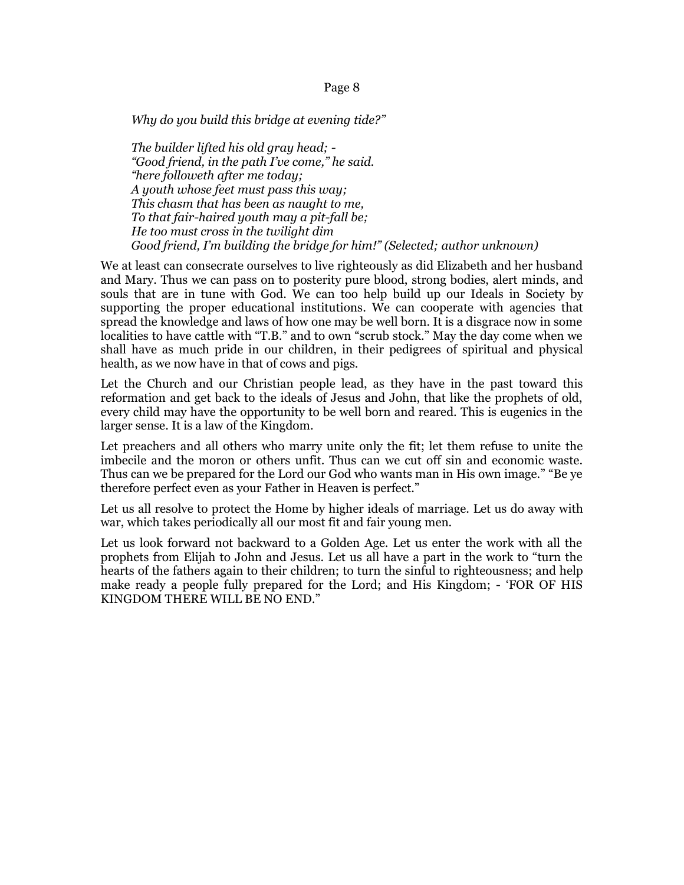*Why do you build this bridge at evening tide?"*

*The builder lifted his old gray head; -*
*"Good friend, in the path I've come," he said.*
*"here followeth after me today;*
*A youth whose feet must pass this way;*
*This chasm that has been as naught to me,*
*To that fair-haired youth may a pit-fall be;*
*He too must cross in the twilight dim*
*Good friend, I'm building the bridge for him!" (Selected; author unknown)*

We at least can consecrate ourselves to live righteously as did Elizabeth and her husband and Mary. Thus we can pass on to posterity pure blood, strong bodies, alert minds, and souls that are in tune with God. We can too help build up our Ideals in Society by supporting the proper educational institutions. We can cooperate with agencies that spread the knowledge and laws of how one may be well born. It is a disgrace now in some localities to have cattle with "T.B." and to own "scrub stock." May the day come when we shall have as much pride in our children, in their pedigrees of spiritual and physical health, as we now have in that of cows and pigs.

Let the Church and our Christian people lead, as they have in the past toward this reformation and get back to the ideals of Jesus and John, that like the prophets of old, every child may have the opportunity to be well born and reared. This is eugenics in the larger sense. It is a law of the Kingdom.

Let preachers and all others who marry unite only the fit; let them refuse to unite the imbecile and the moron or others unfit. Thus can we cut off sin and economic waste. Thus can we be prepared for the Lord our God who wants man in His own image." "Be ye therefore perfect even as your Father in Heaven is perfect."

Let us all resolve to protect the Home by higher ideals of marriage. Let us do away with war, which takes periodically all our most fit and fair young men.

Let us look forward not backward to a Golden Age. Let us enter the work with all the prophets from Elijah to John and Jesus. Let us all have a part in the work to "turn the hearts of the fathers again to their children; to turn the sinful to righteousness; and help make ready a people fully prepared for the Lord; and His Kingdom; - 'FOR OF HIS KINGDOM THERE WILL BE NO END."